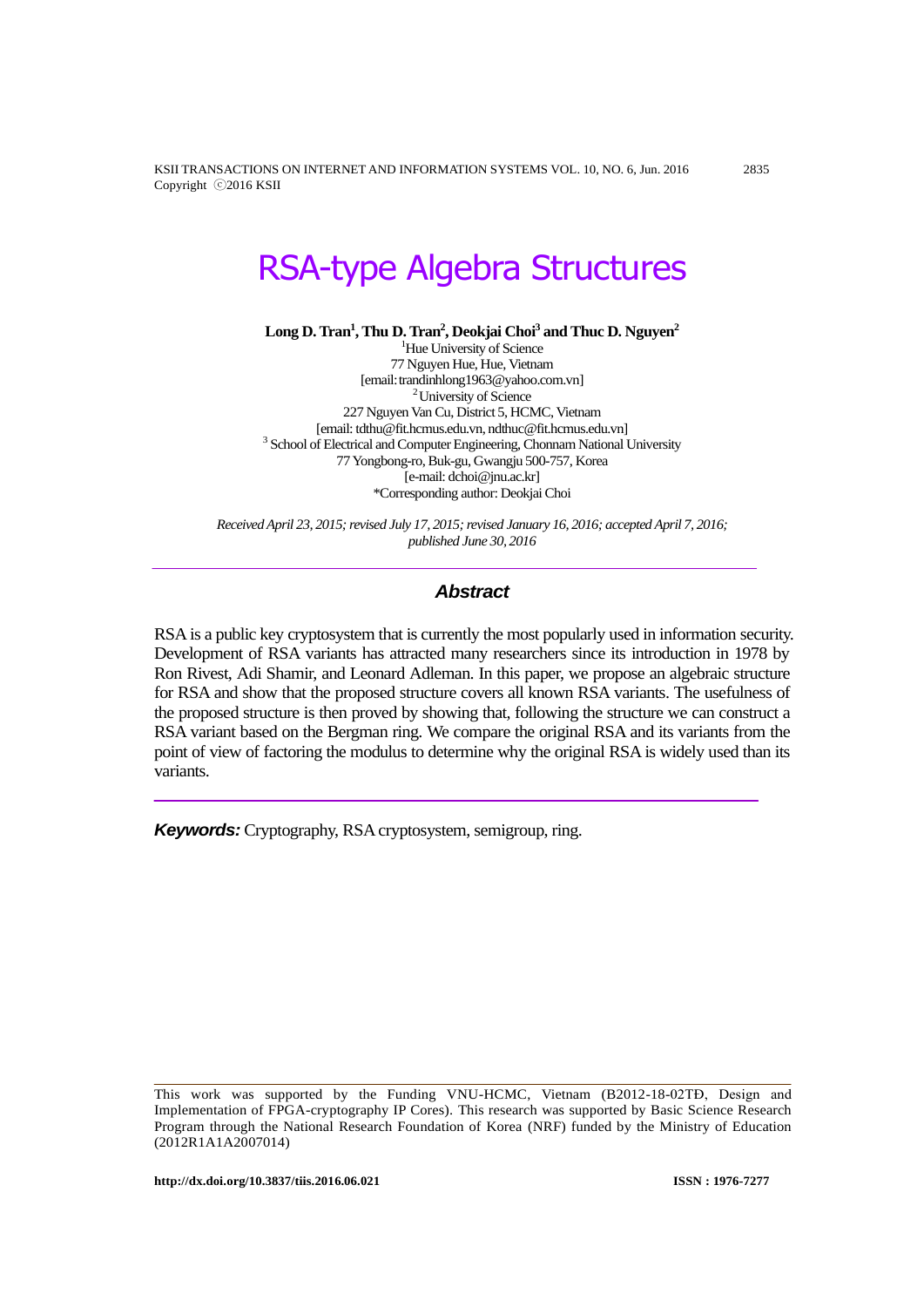# RSA-type Algebra Structures

**Long D. Tran[1], Thu D. Tran[2], Deokjai Choi[3] and Thuc D. Nguyen[2]**

[1]Hue University of Science
77 Nguyen Hue, Hue, Vietnam
[email: trandinhlong1963@yahoo.com.vn]
[2]University of Science
227 Nguyen Van Cu, District 5, HCMC, Vietnam
[email: tdthu@fit.hcmus.edu.vn, ndthuc@fit.hcmus.edu.vn]
[3] School of Electrical and Computer Engineering, Chonnam National University
77 Yongbong-ro, Buk-gu, Gwangju 500-757, Korea
[e-mail: dchoi@jnu.ac.kr]
*Corresponding author: Deokjai Choi

*Received April 23, 2015; revised July 17, 2015; revised January 16, 2016; accepted April 7, 2016; published June 30, 2016*

---

## *Abstract*

RSA is a public key cryptosystem that is currently the most popularly used in information security. Development of RSA variants has attracted many researchers since its introduction in 1978 by Ron Rivest, Adi Shamir, and Leonard Adleman. In this paper, we propose an algebraic structure for RSA and show that the proposed structure covers all known RSA variants. The usefulness of the proposed structure is then proved by showing that, following the structure we can construct a RSA variant based on the Bergman ring. We compare the original RSA and its variants from the point of view of factoring the modulus to determine why the original RSA is widely used than its variants.

---

***Keywords:*** Cryptography, RSA cryptosystem, semigroup, ring.

---

This work was supported by the Funding VNU-HCMC, Vietnam (B2012-18-02TĐ, Design and Implementation of FPGA-cryptography IP Cores). This research was supported by Basic Science Research Program through the National Research Foundation of Korea (NRF) funded by the Ministry of Education (2012R1A1A2007014)

**http://dx.doi.org/10.3837/tiis.2016.06.021** **ISSN : 1976-7277**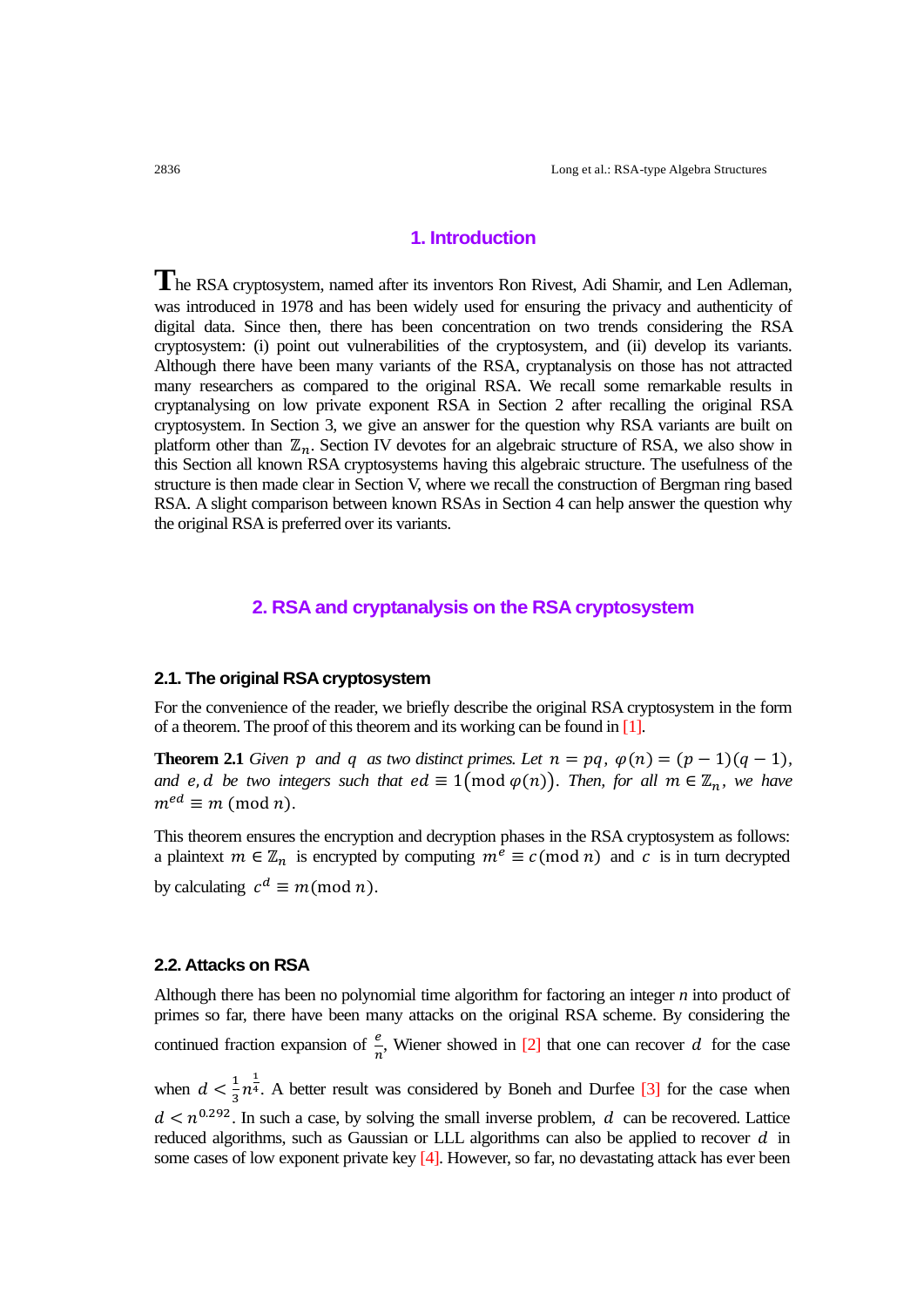## 1. Introduction

The RSA cryptosystem, named after its inventors Ron Rivest, Adi Shamir, and Len Adleman, was introduced in 1978 and has been widely used for ensuring the privacy and authenticity of digital data. Since then, there has been concentration on two trends considering the RSA cryptosystem: (i) point out vulnerabilities of the cryptosystem, and (ii) develop its variants. Although there have been many variants of the RSA, cryptanalysis on those has not attracted many researchers as compared to the original RSA. We recall some remarkable results in cryptanalysing on low private exponent RSA in Section 2 after recalling the original RSA cryptosystem. In Section 3, we give an answer for the question why RSA variants are built on platform other than $\mathbb{Z}_n$. Section IV devotes for an algebraic structure of RSA, we also show in this Section all known RSA cryptosystems having this algebraic structure. The usefulness of the structure is then made clear in Section V, where we recall the construction of Bergman ring based RSA. A slight comparison between known RSAs in Section 4 can help answer the question why the original RSA is preferred over its variants.

## 2. RSA and cryptanalysis on the RSA cryptosystem

### 2.1. The original RSA cryptosystem

For the convenience of the reader, we briefly describe the original RSA cryptosystem in the form of a theorem. The proof of this theorem and its working can be found in [1].

**Theorem 2.1** *Given $p$ and $q$ as two distinct primes. Let $n = pq$, $\varphi(n) = (p-1)(q-1)$, and $e, d$ be two integers such that $ed \equiv 1\big(\mathrm{mod}\ \varphi(n)\big)$. Then, for all $m \in \mathbb{Z}_n$, we have $m^{ed} \equiv m\ (\mathrm{mod}\ n)$.*

This theorem ensures the encryption and decryption phases in the RSA cryptosystem as follows: a plaintext $m \in \mathbb{Z}_n$ is encrypted by computing $m^e \equiv c(\mathrm{mod}\ n)$ and $c$ is in turn decrypted by calculating $c^d \equiv m(\mathrm{mod}\ n)$.

### 2.2. Attacks on RSA

Although there has been no polynomial time algorithm for factoring an integer *n* into product of primes so far, there have been many attacks on the original RSA scheme. By considering the continued fraction expansion of $\frac{e}{n}$, Wiener showed in [2] that one can recover $d$ for the case when $d < \frac{1}{3}n^{\frac{1}{4}}$. A better result was considered by Boneh and Durfee [3] for the case when $d < n^{0.292}$. In such a case, by solving the small inverse problem, $d$ can be recovered. Lattice reduced algorithms, such as Gaussian or LLL algorithms can also be applied to recover $d$ in some cases of low exponent private key [4]. However, so far, no devastating attack has ever been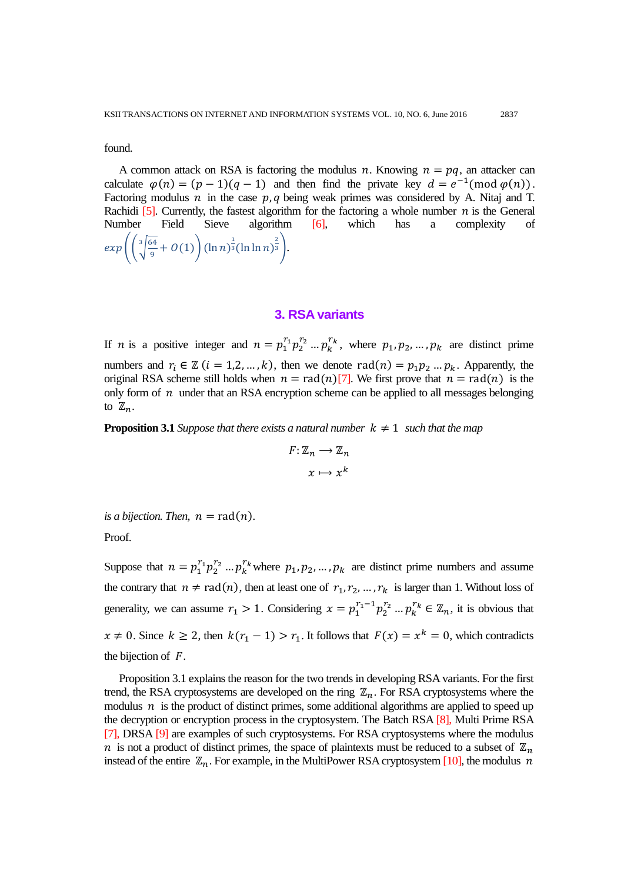found.

A common attack on RSA is factoring the modulus $n$. Knowing $n = pq$, an attacker can calculate $\varphi(n) = (p-1)(q-1)$ and then find the private key $d = e^{-1}(\bmod\, \varphi(n))$. Factoring modulus $n$ in the case $p, q$ being weak primes was considered by A. Nitaj and T. Rachidi [5]. Currently, the fastest algorithm for the factoring a whole number $n$ is the General Number Field Sieve algorithm [6], which has a complexity of $exp\left(\left(\sqrt[3]{\frac{64}{9}} + O(1)\right)(\ln n)^{\frac{1}{3}}(\ln \ln n)^{\frac{2}{3}}\right)$.

## 3. RSA variants

If $n$ is a positive integer and $n = p_1^{r_1} p_2^{r_2} \dots p_k^{r_k}$, where $p_1, p_2, \dots, p_k$ are distinct prime numbers and $r_i \in \mathbb{Z}$ $(i = 1,2,\dots,k)$, then we denote $\mathrm{rad}(n) = p_1 p_2 \dots p_k$. Apparently, the original RSA scheme still holds when $n = \mathrm{rad}(n)$[7]. We first prove that $n = \mathrm{rad}(n)$ is the only form of $n$ under that an RSA encryption scheme can be applied to all messages belonging to $\mathbb{Z}_n$.

**Proposition 3.1** *Suppose that there exists a natural number* $k \neq 1$ *such that the map*

$$F: \mathbb{Z}_n \longrightarrow \mathbb{Z}_n$$

$$x \longmapsto x^k$$

*is a bijection. Then,* $n = \mathrm{rad}(n)$.

Proof.

Suppose that $n = p_1^{r_1} p_2^{r_2} \dots p_k^{r_k}$ where $p_1, p_2, \dots, p_k$ are distinct prime numbers and assume the contrary that $n \neq \mathrm{rad}(n)$, then at least one of $r_1, r_2, \dots, r_k$ is larger than 1. Without loss of generality, we can assume $r_1 > 1$. Considering $x = p_1^{r_1 - 1} p_2^{r_2} \dots p_k^{r_k} \in \mathbb{Z}_n$, it is obvious that $x \neq 0$. Since $k \geq 2$, then $k(r_1 - 1) > r_1$. It follows that $F(x) = x^k = 0$, which contradicts the bijection of $F$.

Proposition 3.1 explains the reason for the two trends in developing RSA variants. For the first trend, the RSA cryptosystems are developed on the ring $\mathbb{Z}_n$. For RSA cryptosystems where the modulus $n$ is the product of distinct primes, some additional algorithms are applied to speed up the decryption or encryption process in the cryptosystem. The Batch RSA [8], Multi Prime RSA [7], DRSA [9] are examples of such cryptosystems. For RSA cryptosystems where the modulus $n$ is not a product of distinct primes, the space of plaintexts must be reduced to a subset of $\mathbb{Z}_n$ instead of the entire $\mathbb{Z}_n$. For example, in the MultiPower RSA cryptosystem [10], the modulus $n$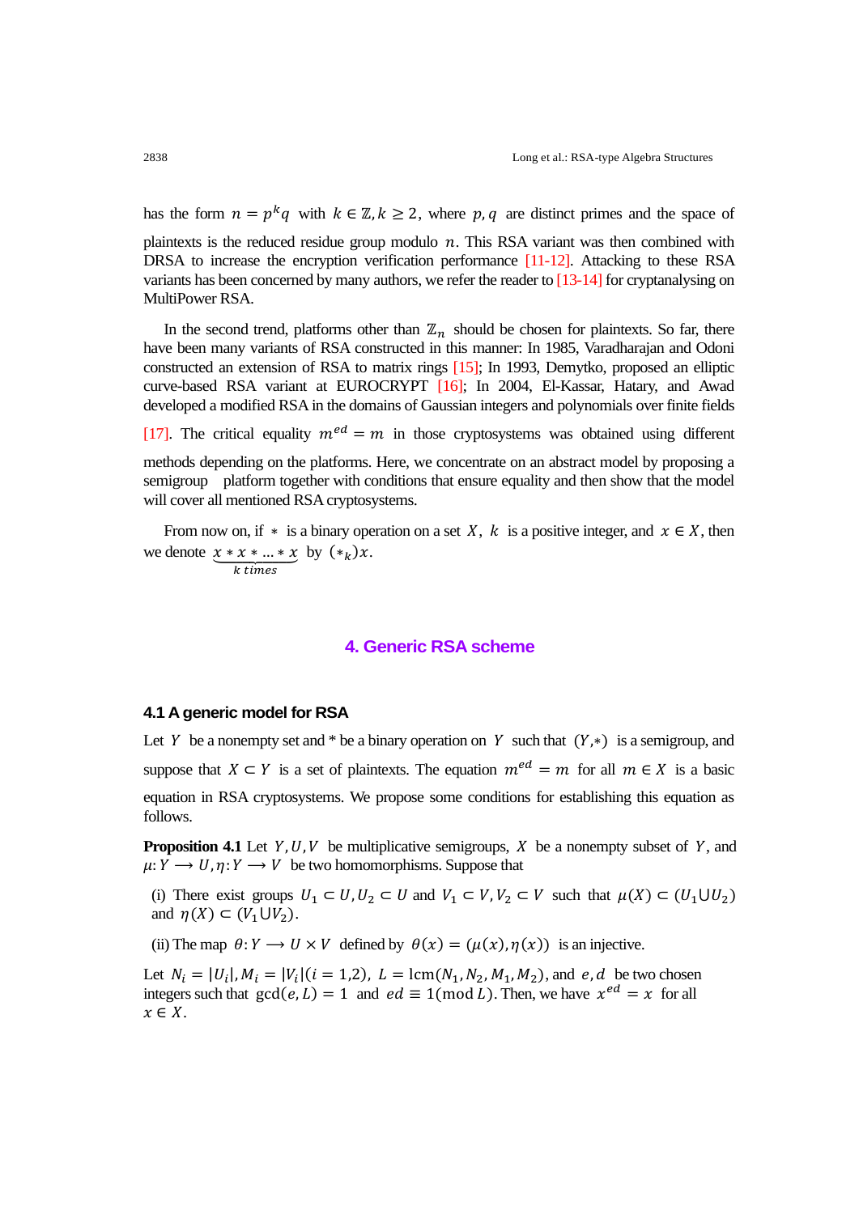has the form $n = p^k q$ with $k \in \mathbb{Z}, k \geq 2$, where $p, q$ are distinct primes and the space of plaintexts is the reduced residue group modulo $n$. This RSA variant was then combined with DRSA to increase the encryption verification performance [11-12]. Attacking to these RSA variants has been concerned by many authors, we refer the reader to [13-14] for cryptanalysing on MultiPower RSA.

In the second trend, platforms other than $\mathbb{Z}_n$ should be chosen for plaintexts. So far, there have been many variants of RSA constructed in this manner: In 1985, Varadharajan and Odoni constructed an extension of RSA to matrix rings [15]; In 1993, Demytko, proposed an elliptic curve-based RSA variant at EUROCRYPT [16]; In 2004, El-Kassar, Hatary, and Awad developed a modified RSA in the domains of Gaussian integers and polynomials over finite fields [17]. The critical equality $m^{ed} = m$ in those cryptosystems was obtained using different methods depending on the platforms. Here, we concentrate on an abstract model by proposing a semigroup platform together with conditions that ensure equality and then show that the model will cover all mentioned RSA cryptosystems.

From now on, if $*$ is a binary operation on a set $X$, $k$ is a positive integer, and $x \in X$, then we denote $\underbrace{x * x * \ldots * x}_{k\ times}$ by $(*_k)x$.

## 4. Generic RSA scheme

### 4.1 A generic model for RSA

Let $Y$ be a nonempty set and * be a binary operation on $Y$ such that $(Y, *)$ is a semigroup, and suppose that $X \subset Y$ is a set of plaintexts. The equation $m^{ed} = m$ for all $m \in X$ is a basic equation in RSA cryptosystems. We propose some conditions for establishing this equation as follows.

**Proposition 4.1** Let $Y, U, V$ be multiplicative semigroups, $X$ be a nonempty subset of $Y$, and $\mu: Y \longrightarrow U, \eta: Y \longrightarrow V$ be two homomorphisms. Suppose that

(i) There exist groups $U_1 \subset U, U_2 \subset U$ and $V_1 \subset V, V_2 \subset V$ such that $\mu(X) \subset (U_1 \cup U_2)$ and $\eta(X) \subset (V_1 \cup V_2)$.

(ii) The map $\theta: Y \longrightarrow U \times V$ defined by $\theta(x) = (\mu(x), \eta(x))$ is an injective.

Let $N_i = |U_i|, M_i = |V_i| (i = 1,2)$, $L = \mathrm{lcm}(N_1, N_2, M_1, M_2)$, and $e, d$ be two chosen integers such that $\gcd(e, L) = 1$ and $ed \equiv 1 (\mathrm{mod}\ L)$. Then, we have $x^{ed} = x$ for all $x \in X$.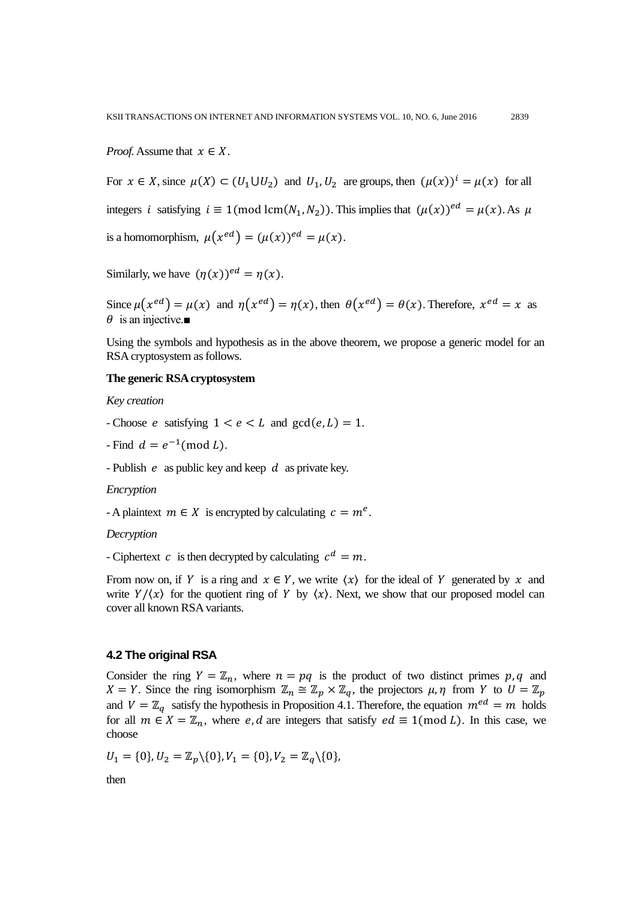*Proof.* Assume that $x \in X$.

For $x \in X$, since $\mu(X) \subset (U_1 \cup U_2)$ and $U_1, U_2$ are groups, then $(\mu(x))^i = \mu(x)$ for all integers $i$ satisfying $i \equiv 1 (\mathrm{mod}\ \mathrm{lcm}(N_1, N_2))$. This implies that $(\mu(x))^{ed} = \mu(x)$. As $\mu$ is a homomorphism, $\mu(x^{ed}) = (\mu(x))^{ed} = \mu(x)$.

Similarly, we have $(\eta(x))^{ed} = \eta(x)$.

Since $\mu(x^{ed}) = \mu(x)$ and $\eta(x^{ed}) = \eta(x)$, then $\theta(x^{ed}) = \theta(x)$. Therefore, $x^{ed} = x$ as $\theta$ is an injective.■

Using the symbols and hypothesis as in the above theorem, we propose a generic model for an RSA cryptosystem as follows.

**The generic RSA cryptosystem**

*Key creation*

- Choose $e$ satisfying $1 < e < L$ and $\gcd(e, L) = 1$.

- Find $d = e^{-1} (\mathrm{mod}\ L)$.

- Publish $e$ as public key and keep $d$ as private key.

*Encryption*

- A plaintext $m \in X$ is encrypted by calculating $c = m^e$.

*Decryption*

- Ciphertext $c$ is then decrypted by calculating $c^d = m$.

From now on, if $Y$ is a ring and $x \in Y$, we write $\langle x \rangle$ for the ideal of $Y$ generated by $x$ and write $Y/\langle x \rangle$ for the quotient ring of $Y$ by $\langle x \rangle$. Next, we show that our proposed model can cover all known RSA variants.

### 4.2 The original RSA

Consider the ring $Y = \mathbb{Z}_n$, where $n = pq$ is the product of two distinct primes $p, q$ and $X = Y$. Since the ring isomorphism $\mathbb{Z}_n \cong \mathbb{Z}_p \times \mathbb{Z}_q$, the projectors $\mu, \eta$ from $Y$ to $U = \mathbb{Z}_p$ and $V = \mathbb{Z}_q$ satisfy the hypothesis in Proposition 4.1. Therefore, the equation $m^{ed} = m$ holds for all $m \in X = \mathbb{Z}_n$, where $e, d$ are integers that satisfy $ed \equiv 1 (\mathrm{mod}\ L)$. In this case, we choose

$U_1 = \{0\}, U_2 = \mathbb{Z}_p \backslash \{0\}, V_1 = \{0\}, V_2 = \mathbb{Z}_q \backslash \{0\},$

then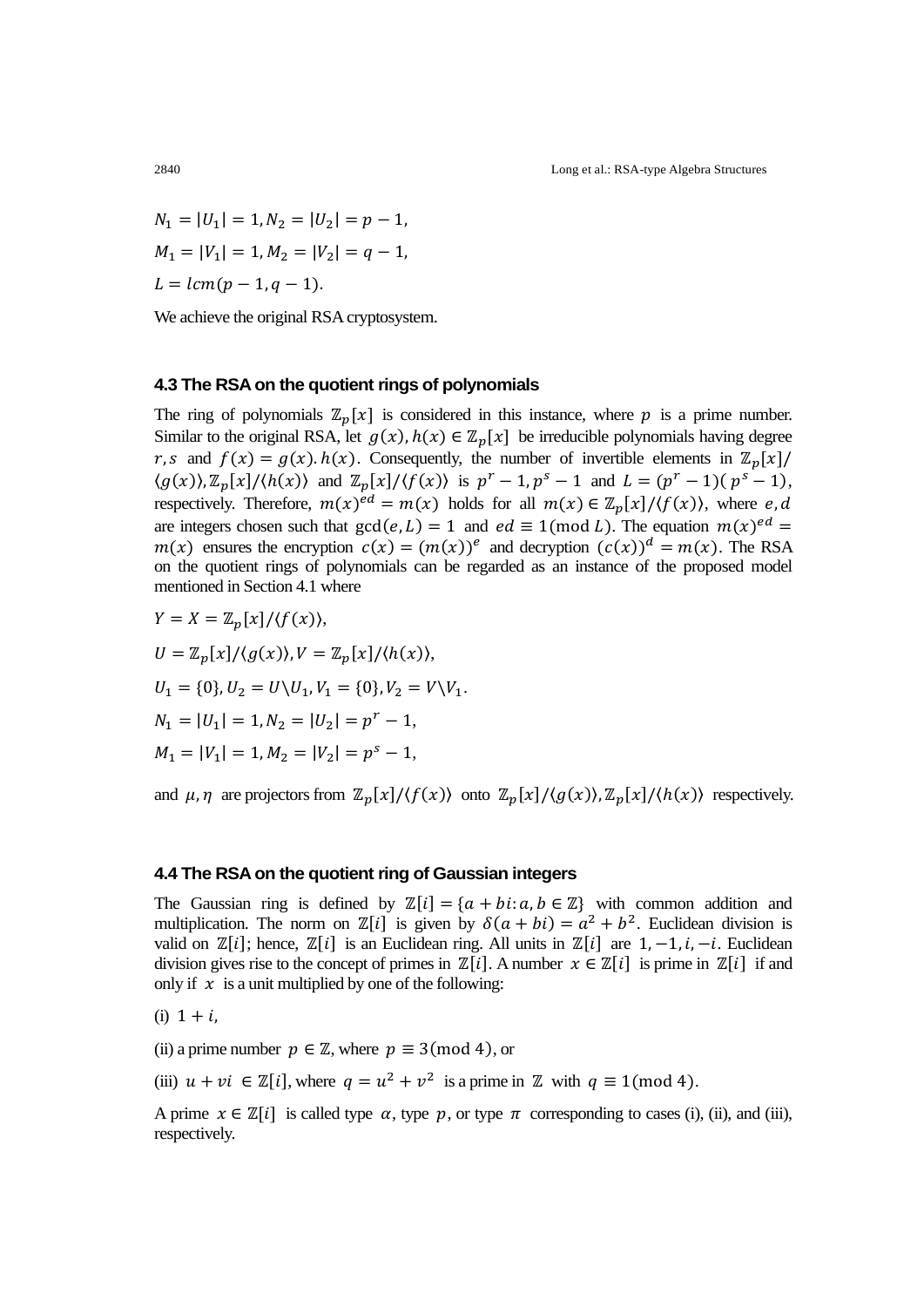$$N_1 = |U_1| = 1, N_2 = |U_2| = p - 1,$$

$$M_1 = |V_1| = 1, M_2 = |V_2| = q - 1,$$

$$L = lcm(p - 1, q - 1).$$

We achieve the original RSA cryptosystem.

### 4.3 The RSA on the quotient rings of polynomials

The ring of polynomials $\mathbb{Z}_p[x]$ is considered in this instance, where $p$ is a prime number. Similar to the original RSA, let $g(x), h(x) \in \mathbb{Z}_p[x]$ be irreducible polynomials having degree $r, s$ and $f(x) = g(x).h(x)$. Consequently, the number of invertible elements in $\mathbb{Z}_p[x]/\langle g(x)\rangle, \mathbb{Z}_p[x]/\langle h(x)\rangle$ and $\mathbb{Z}_p[x]/\langle f(x)\rangle$ is $p^r - 1, p^s - 1$ and $L = (p^r - 1)(p^s - 1)$, respectively. Therefore, $m(x)^{ed} = m(x)$ holds for all $m(x) \in \mathbb{Z}_p[x]/\langle f(x)\rangle$, where $e, d$ are integers chosen such that $\gcd(e, L) = 1$ and $ed \equiv 1 (\mathrm{mod}\ L)$. The equation $m(x)^{ed} = m(x)$ ensures the encryption $c(x) = (m(x))^e$ and decryption $(c(x))^d = m(x)$. The RSA on the quotient rings of polynomials can be regarded as an instance of the proposed model mentioned in Section 4.1 where

$$Y = X = \mathbb{Z}_p[x]/\langle f(x)\rangle,$$

$$U = \mathbb{Z}_p[x]/\langle g(x)\rangle, V = \mathbb{Z}_p[x]/\langle h(x)\rangle,$$

$$U_1 = \{0\}, U_2 = U \backslash U_1, V_1 = \{0\}, V_2 = V \backslash V_1.$$

$$N_1 = |U_1| = 1, N_2 = |U_2| = p^r - 1,$$

$$M_1 = |V_1| = 1, M_2 = |V_2| = p^s - 1,$$

and $\mu, \eta$ are projectors from $\mathbb{Z}_p[x]/\langle f(x)\rangle$ onto $\mathbb{Z}_p[x]/\langle g(x)\rangle, \mathbb{Z}_p[x]/\langle h(x)\rangle$ respectively.

### 4.4 The RSA on the quotient ring of Gaussian integers

The Gaussian ring is defined by $\mathbb{Z}[i] = \{a + bi : a, b \in \mathbb{Z}\}$ with common addition and multiplication. The norm on $\mathbb{Z}[i]$ is given by $\delta(a + bi) = a^2 + b^2$. Euclidean division is valid on $\mathbb{Z}[i]$; hence, $\mathbb{Z}[i]$ is an Euclidean ring. All units in $\mathbb{Z}[i]$ are $1, -1, i, -i$. Euclidean division gives rise to the concept of primes in $\mathbb{Z}[i]$. A number $x \in \mathbb{Z}[i]$ is prime in $\mathbb{Z}[i]$ if and only if $x$ is a unit multiplied by one of the following:

(i) $1 + i$,

(ii) a prime number $p \in \mathbb{Z}$, where $p \equiv 3 (\mathrm{mod}\ 4)$, or

(iii) $u + vi \in \mathbb{Z}[i]$, where $q = u^2 + v^2$ is a prime in $\mathbb{Z}$ with $q \equiv 1 (\mathrm{mod}\ 4)$.

A prime $x \in \mathbb{Z}[i]$ is called type $\alpha$, type $p$, or type $\pi$ corresponding to cases (i), (ii), and (iii), respectively.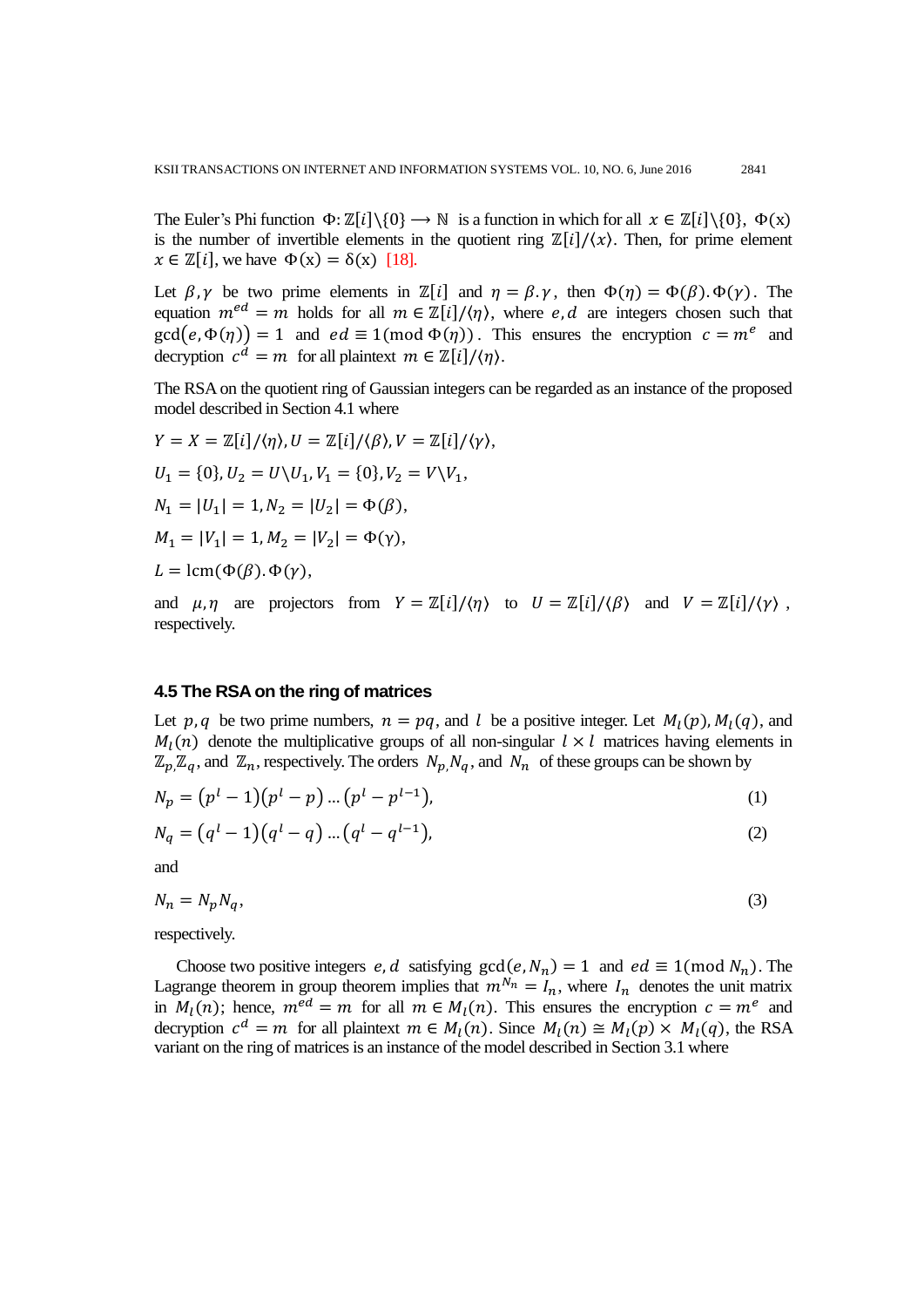The Euler's Phi function $\Phi: \mathbb{Z}[i]\backslash\{0\} \longrightarrow \mathbb{N}$ is a function in which for all $x \in \mathbb{Z}[i]\backslash\{0\}$, $\Phi(x)$ is the number of invertible elements in the quotient ring $\mathbb{Z}[i]/\langle x\rangle$. Then, for prime element $x \in \mathbb{Z}[i]$, we have $\Phi(x) = \delta(x)$ [18].

Let $\beta, \gamma$ be two prime elements in $\mathbb{Z}[i]$ and $\eta = \beta.\gamma$, then $\Phi(\eta) = \Phi(\beta).\Phi(\gamma)$. The equation $m^{ed} = m$ holds for all $m \in \mathbb{Z}[i]/\langle\eta\rangle$, where $e, d$ are integers chosen such that $\gcd(e, \Phi(\eta)) = 1$ and $ed \equiv 1(\text{mod } \Phi(\eta))$. This ensures the encryption $c = m^e$ and decryption $c^d = m$ for all plaintext $m \in \mathbb{Z}[i]/\langle\eta\rangle$.

The RSA on the quotient ring of Gaussian integers can be regarded as an instance of the proposed model described in Section 4.1 where

$Y = X = \mathbb{Z}[i]/\langle\eta\rangle, U = \mathbb{Z}[i]/\langle\beta\rangle, V = \mathbb{Z}[i]/\langle\gamma\rangle,$

$U_1 = \{0\}, U_2 = U\backslash U_1, V_1 = \{0\}, V_2 = V\backslash V_1,$

$N_1 = |U_1| = 1, N_2 = |U_2| = \Phi(\beta),$

$M_1 = |V_1| = 1, M_2 = |V_2| = \Phi(\gamma),$

$L = \text{lcm}(\Phi(\beta).\Phi(\gamma),$

and $\mu, \eta$ are projectors from $Y = \mathbb{Z}[i]/\langle\eta\rangle$ to $U = \mathbb{Z}[i]/\langle\beta\rangle$ and $V = \mathbb{Z}[i]/\langle\gamma\rangle$, respectively.

### 4.5 The RSA on the ring of matrices

Let $p, q$ be two prime numbers, $n = pq$, and $l$ be a positive integer. Let $M_l(p), M_l(q)$, and $M_l(n)$ denote the multiplicative groups of all non-singular $l \times l$ matrices having elements in $\mathbb{Z}_p \mathbb{Z}_q$, and $\mathbb{Z}_n$, respectively. The orders $N_p, N_q$, and $N_n$ of these groups can be shown by

$$N_p = (p^l - 1)(p^l - p) \dots (p^l - p^{l-1}), \tag{1}$$

$$N_q = (q^l - 1)(q^l - q) \dots (q^l - q^{l-1}), \tag{2}$$

and

$$N_n = N_p N_q, \tag{3}$$

respectively.

Choose two positive integers $e, d$ satisfying $\gcd(e, N_n) = 1$ and $ed \equiv 1(\text{mod } N_n)$. The Lagrange theorem in group theorem implies that $m^{N_n} = I_n$, where $I_n$ denotes the unit matrix in $M_l(n)$; hence, $m^{ed} = m$ for all $m \in M_l(n)$. This ensures the encryption $c = m^e$ and decryption $c^d = m$ for all plaintext $m \in M_l(n)$. Since $M_l(n) \cong M_l(p) \times M_l(q)$, the RSA variant on the ring of matrices is an instance of the model described in Section 3.1 where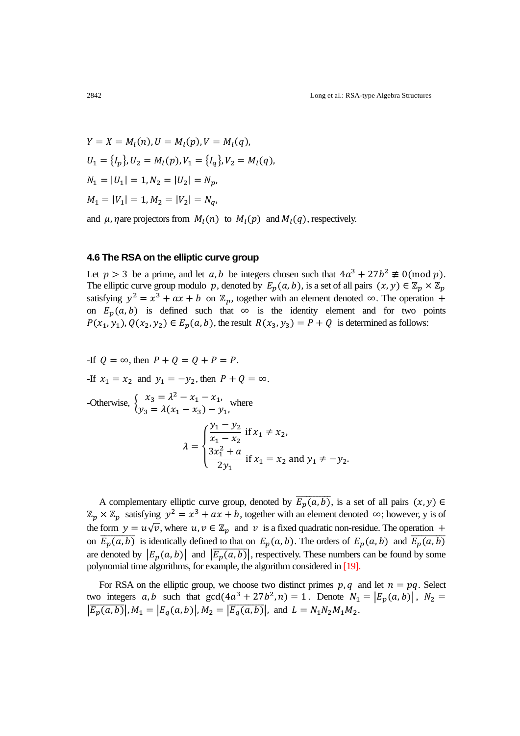$Y = X = M_l(n), U = M_l(p), V = M_l(q),$

$U_1 = \{I_p\}, U_2 = M_l(p), V_1 = \{I_q\}, V_2 = M_l(q),$

$N_1 = |U_1| = 1, N_2 = |U_2| = N_p,$

$M_1 = |V_1| = 1, M_2 = |V_2| = N_q,$

and $\mu, \eta$ are projectors from $M_l(n)$ to $M_l(p)$ and $M_l(q)$, respectively.

### 4.6 The RSA on the elliptic curve group

Let $p > 3$ be a prime, and let $a, b$ be integers chosen such that $4a^3 + 27b^2 \not\equiv 0 (\text{mod } p)$. The elliptic curve group modulo $p$, denoted by $E_p(a,b)$, is a set of all pairs $(x,y) \in \mathbb{Z}_p \times \mathbb{Z}_p$ satisfying $y^2 = x^3 + ax + b$ on $\mathbb{Z}_p$, together with an element denoted $\infty$. The operation $+$ on $E_p(a,b)$ is defined such that $\infty$ is the identity element and for two points $P(x_1,y_1), Q(x_2,y_2) \in E_p(a,b)$, the result $R(x_3,y_3) = P + Q$ is determined as follows:

-If $Q = \infty$, then $P + Q = Q + P = P$.

-If $x_1 = x_2$ and $y_1 = -y_2$, then $P + Q = \infty$.

-Otherwise, $\begin{cases} x_3 = \lambda^2 - x_1 - x_1, \\ y_3 = \lambda(x_1 - x_3) - y_1, \end{cases}$ where

$$\lambda = \begin{cases} \dfrac{y_1 - y_2}{x_1 - x_2} \text{ if } x_1 \neq x_2, \\ \dfrac{3x_1^2 + a}{2y_1} \text{ if } x_1 = x_2 \text{ and } y_1 \neq -y_2. \end{cases}$$

A complementary elliptic curve group, denoted by $\overline{E_p(a,b)}$, is a set of all pairs $(x,y) \in \mathbb{Z}_p \times \mathbb{Z}_p$ satisfying $y^2 = x^3 + ax + b$, together with an element denoted $\infty$; however, y is of the form $y = u\sqrt{v}$, where $u, v \in \mathbb{Z}_p$ and $v$ is a fixed quadratic non-residue. The operation $+$ on $\overline{E_p(a,b)}$ is identically defined to that on $E_p(a,b)$. The orders of $E_p(a,b)$ and $\overline{E_p(a,b)}$ are denoted by $|E_p(a,b)|$ and $|\overline{E_p(a,b)}|$, respectively. These numbers can be found by some polynomial time algorithms, for example, the algorithm considered in [19].

For RSA on the elliptic group, we choose two distinct primes $p, q$ and let $n = pq$. Select two integers $a, b$ such that $\gcd(4a^3 + 27b^2, n) = 1$. Denote $N_1 = |E_p(a,b)|$, $N_2 = |\overline{E_p(a,b)}|$, $M_1 = |E_q(a,b)|$, $M_2 = |\overline{E_q(a,b)}|$, and $L = N_1 N_2 M_1 M_2$.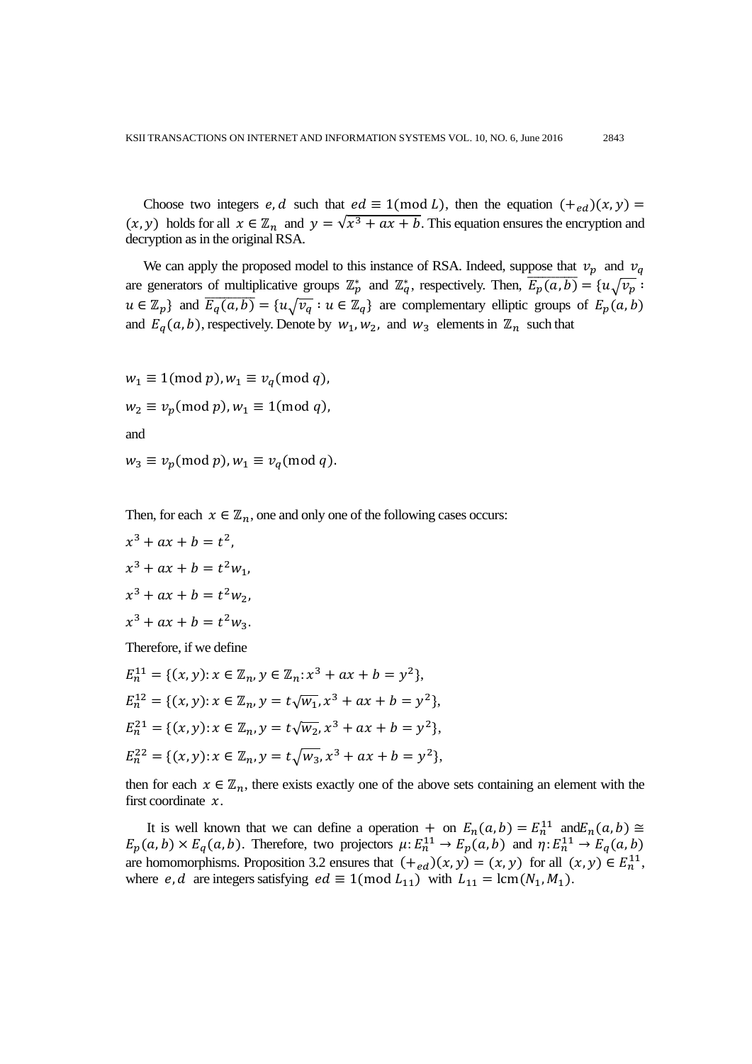Choose two integers $e, d$ such that $ed \equiv 1(\mathrm{mod}\ L)$, then the equation $(+_{ed})(x, y) = (x, y)$ holds for all $x \in \mathbb{Z}_n$ and $y = \sqrt{x^3 + ax + b}$. This equation ensures the encryption and decryption as in the original RSA.

We can apply the proposed model to this instance of RSA. Indeed, suppose that $v_p$ and $v_q$ are generators of multiplicative groups $\mathbb{Z}_p^*$ and $\mathbb{Z}_q^*$, respectively. Then, $\overline{E_p(a,b)} = \{u\sqrt{v_p} : u \in \mathbb{Z}_p\}$ and $\overline{E_q(a,b)} = \{u\sqrt{v_q} : u \in \mathbb{Z}_q\}$ are complementary elliptic groups of $E_p(a, b)$ and $E_q(a, b)$, respectively. Denote by $w_1, w_2,$ and $w_3$ elements in $\mathbb{Z}_n$ such that

$w_1 \equiv 1(\mathrm{mod}\ p), w_1 \equiv v_q(\mathrm{mod}\ q),$

$w_2 \equiv v_p(\mathrm{mod}\ p), w_1 \equiv 1(\mathrm{mod}\ q),$

and

$w_3 \equiv v_p(\mathrm{mod}\ p), w_1 \equiv v_q(\mathrm{mod}\ q).$

Then, for each $x \in \mathbb{Z}_n$, one and only one of the following cases occurs:

$x^3 + ax + b = t^2,$

$x^3 + ax + b = t^2 w_1,$

$x^3 + ax + b = t^2 w_2,$

$x^3 + ax + b = t^2 w_3.$

Therefore, if we define

$E_n^{11} = \{(x, y) : x \in \mathbb{Z}_n, y \in \mathbb{Z}_n : x^3 + ax + b = y^2\},$

$E_n^{12} = \{(x, y) : x \in \mathbb{Z}_n, y = t\sqrt{w_1}, x^3 + ax + b = y^2\},$

$E_n^{21} = \{(x, y) : x \in \mathbb{Z}_n, y = t\sqrt{w_2}, x^3 + ax + b = y^2\},$

$E_n^{22} = \{(x, y) : x \in \mathbb{Z}_n, y = t\sqrt{w_3}, x^3 + ax + b = y^2\},$

then for each $x \in \mathbb{Z}_n$, there exists exactly one of the above sets containing an element with the first coordinate $x$.

It is well known that we can define a operation $+$ on $E_n(a, b) = E_n^{11}$ and $E_n(a, b) \cong E_p(a, b) \times E_q(a, b)$. Therefore, two projectors $\mu : E_n^{11} \to E_p(a, b)$ and $\eta : E_n^{11} \to E_q(a, b)$ are homomorphisms. Proposition 3.2 ensures that $(+_{ed})(x, y) = (x, y)$ for all $(x, y) \in E_n^{11}$, where $e, d$ are integers satisfying $ed \equiv 1(\mathrm{mod}\ L_{11})$ with $L_{11} = \mathrm{lcm}(N_1, M_1)$.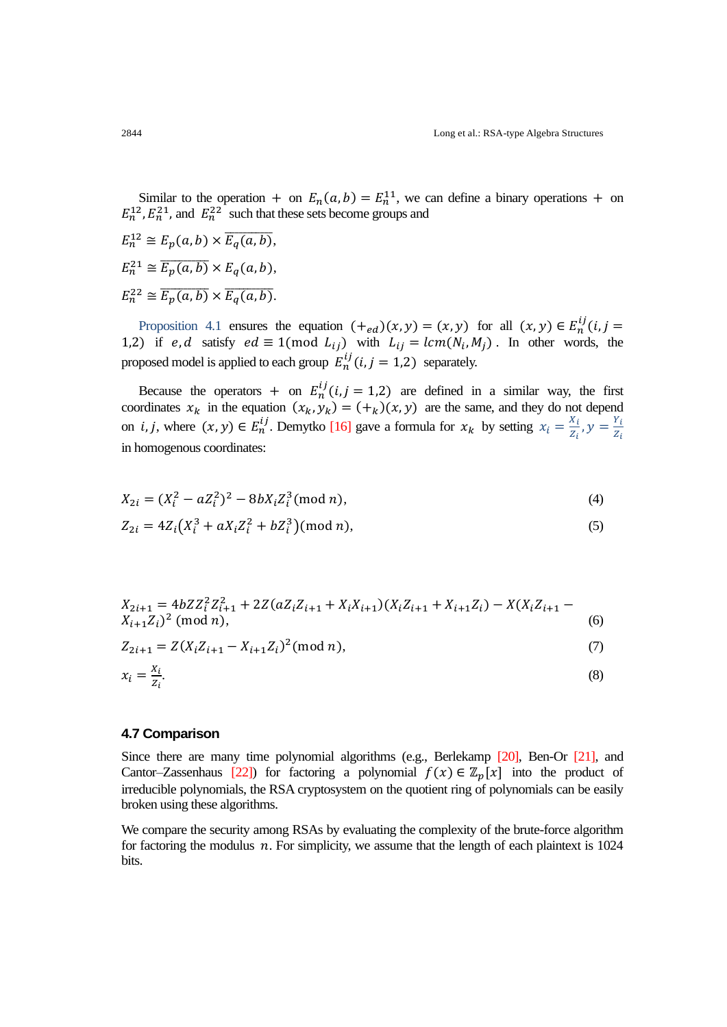Similar to the operation $+$ on $E_n(a,b) = E_n^{11}$, we can define a binary operations $+$ on $E_n^{12}, E_n^{21}$, and $E_n^{22}$ such that these sets become groups and

$$E_n^{12} \cong E_p(a,b) \times \overline{E_q(a,b)},$$

$$E_n^{21} \cong \overline{E_p(a,b)} \times E_q(a,b),$$

$$E_n^{22} \cong \overline{E_p(a,b)} \times \overline{E_q(a,b)}.$$

Proposition 4.1 ensures the equation $(+_{ed})(x,y) = (x,y)$ for all $(x,y) \in E_n^{ij}(i,j = 1,2)$ if $e,d$ satisfy $ed \equiv 1(\text{mod } L_{ij})$ with $L_{ij} = lcm(N_i, M_j)$. In other words, the proposed model is applied to each group $E_n^{ij}(i,j = 1,2)$ separately.

Because the operators $+$ on $E_n^{ij}(i,j = 1,2)$ are defined in a similar way, the first coordinates $x_k$ in the equation $(x_k, y_k) = (+_k)(x,y)$ are the same, and they do not depend on $i,j$, where $(x,y) \in E_n^{ij}$. Demytko [16] gave a formula for $x_k$ by setting $x_i = \frac{X_i}{Z_i}, y = \frac{Y_i}{Z_i}$ in homogenous coordinates:

$$X_{2i} = (X_i^2 - aZ_i^2)^2 - 8bX_iZ_i^3(\text{mod } n), \tag{4}$$

$$Z_{2i} = 4Z_i\left(X_i^3 + aX_iZ_i^2 + bZ_i^3\right)(\text{mod } n), \tag{5}$$

$$X_{2i+1} = 4bZZ_i^2Z_{i+1}^2 + 2Z(aZ_iZ_{i+1} + X_iX_{i+1})(X_iZ_{i+1} + X_{i+1}Z_i) - X(X_iZ_{i+1} - X_{i+1}Z_i)^2 \ (\text{mod } n), \tag{6}$$

$$Z_{2i+1} = Z(X_iZ_{i+1} - X_{i+1}Z_i)^2(\text{mod } n), \tag{7}$$

$$x_i = \frac{X_i}{Z_i}. \tag{8}$$

### 4.7 Comparison

Since there are many time polynomial algorithms (e.g., Berlekamp [20], Ben-Or [21], and Cantor–Zassenhaus [22]) for factoring a polynomial $f(x) \in \mathbb{Z}_p[x]$ into the product of irreducible polynomials, the RSA cryptosystem on the quotient ring of polynomials can be easily broken using these algorithms.

We compare the security among RSAs by evaluating the complexity of the brute-force algorithm for factoring the modulus $n$. For simplicity, we assume that the length of each plaintext is 1024 bits.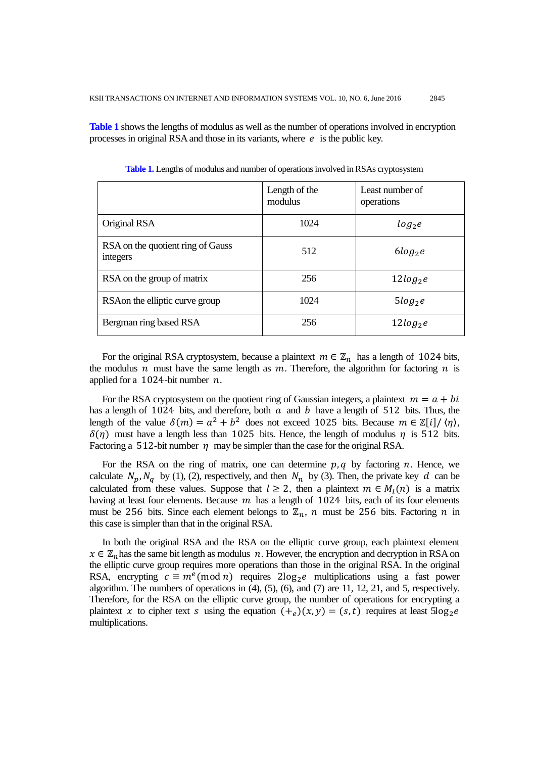**Table 1** shows the lengths of modulus as well as the number of operations involved in encryption processes in original RSA and those in its variants, where $e$ is the public key.

**Table 1.** Lengths of modulus and number of operations involved in RSAs cryptosystem

| | Length of the modulus | Least number of operations |
|---|---|---|
| Original RSA | 1024 | $log_2 e$ |
| RSA on the quotient ring of Gauss integers | 512 | $6log_2 e$ |
| RSA on the group of matrix | 256 | $12log_2 e$ |
| RSAon the elliptic curve group | 1024 | $5log_2 e$ |
| Bergman ring based RSA | 256 | $12log_2 e$ |

For the original RSA cryptosystem, because a plaintext $m \in \mathbb{Z}_n$ has a length of $1024$ bits, the modulus $n$ must have the same length as $m$. Therefore, the algorithm for factoring $n$ is applied for a $1024$-bit number $n$.

For the RSA cryptosystem on the quotient ring of Gaussian integers, a plaintext $m = a + bi$ has a length of $1024$ bits, and therefore, both $a$ and $b$ have a length of $512$ bits. Thus, the length of the value $\delta(m) = a^2 + b^2$ does not exceed $1025$ bits. Because $m \in \mathbb{Z}[i]/\langle\eta\rangle$, $\delta(\eta)$ must have a length less than $1025$ bits. Hence, the length of modulus $\eta$ is $512$ bits. Factoring a $512$-bit number $\eta$ may be simpler than the case for the original RSA.

For the RSA on the ring of matrix, one can determine $p, q$ by factoring $n$. Hence, we calculate $N_p, N_q$ by (1), (2), respectively, and then $N_n$ by (3). Then, the private key $d$ can be calculated from these values. Suppose that $l \geq 2$, then a plaintext $m \in M_l(n)$ is a matrix having at least four elements. Because $m$ has a length of $1024$ bits, each of its four elements must be $256$ bits. Since each element belongs to $\mathbb{Z}_n$, $n$ must be $256$ bits. Factoring $n$ in this case is simpler than that in the original RSA.

In both the original RSA and the RSA on the elliptic curve group, each plaintext element $x \in \mathbb{Z}_n$ has the same bit length as modulus $n$. However, the encryption and decryption in RSA on the elliptic curve group requires more operations than those in the original RSA. In the original RSA, encrypting $c \equiv m^e (\bmod\ n)$ requires $2\log_2 e$ multiplications using a fast power algorithm. The numbers of operations in (4), (5), (6), and (7) are 11, 12, 21, and 5, respectively. Therefore, for the RSA on the elliptic curve group, the number of operations for encrypting a plaintext $x$ to cipher text $s$ using the equation $(+_e)(x, y) = (s, t)$ requires at least $5\log_2 e$ multiplications.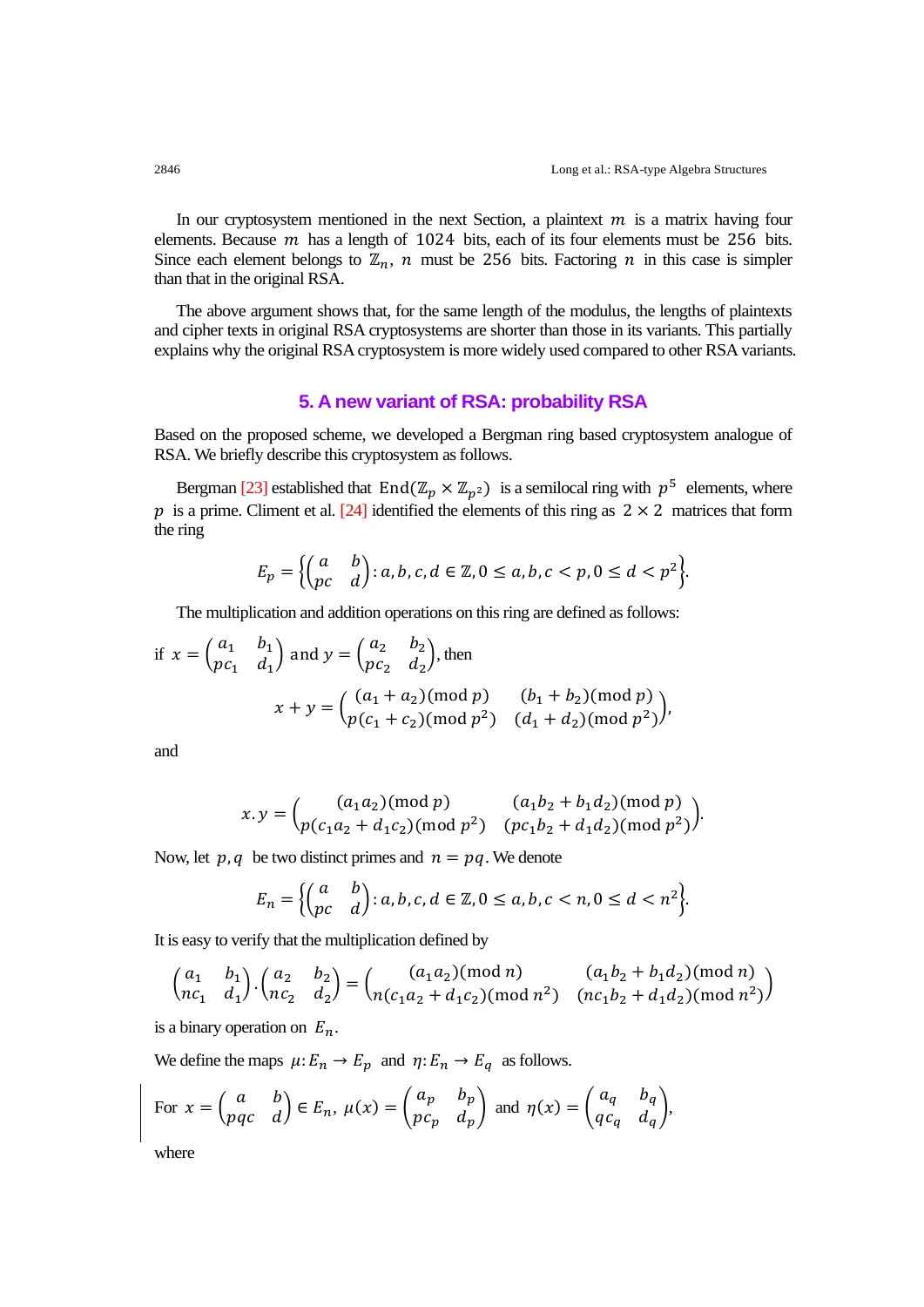In our cryptosystem mentioned in the next Section, a plaintext $m$ is a matrix having four elements. Because $m$ has a length of $1024$ bits, each of its four elements must be $256$ bits. Since each element belongs to $\mathbb{Z}_n$, $n$ must be $256$ bits. Factoring $n$ in this case is simpler than that in the original RSA.

The above argument shows that, for the same length of the modulus, the lengths of plaintexts and cipher texts in original RSA cryptosystems are shorter than those in its variants. This partially explains why the original RSA cryptosystem is more widely used compared to other RSA variants.

## 5. A new variant of RSA: probability RSA

Based on the proposed scheme, we developed a Bergman ring based cryptosystem analogue of RSA. We briefly describe this cryptosystem as follows.

Bergman [23] established that $\operatorname{End}(\mathbb{Z}_p \times \mathbb{Z}_{p^2})$ is a semilocal ring with $p^5$ elements, where $p$ is a prime. Climent et al. [24] identified the elements of this ring as $2 \times 2$ matrices that form the ring

$$E_p = \left\{ \begin{pmatrix} a & b \\ pc & d \end{pmatrix} : a, b, c, d \in \mathbb{Z}, 0 \le a, b, c < p, 0 \le d < p^2 \right\}.$$

The multiplication and addition operations on this ring are defined as follows:

if $x = \begin{pmatrix} a_1 & b_1 \\ pc_1 & d_1 \end{pmatrix}$ and $y = \begin{pmatrix} a_2 & b_2 \\ pc_2 & d_2 \end{pmatrix}$, then

$$x + y = \begin{pmatrix} (a_1 + a_2) (\operatorname{mod} p) & (b_1 + b_2) (\operatorname{mod} p) \\ p(c_1 + c_2) (\operatorname{mod} p^2) & (d_1 + d_2) (\operatorname{mod} p^2) \end{pmatrix},$$

and

$$x.y = \begin{pmatrix} (a_1 a_2) (\operatorname{mod} p) & (a_1 b_2 + b_1 d_2) (\operatorname{mod} p) \\ p(c_1 a_2 + d_1 c_2) (\operatorname{mod} p^2) & (pc_1 b_2 + d_1 d_2) (\operatorname{mod} p^2) \end{pmatrix}.$$

Now, let $p, q$ be two distinct primes and $n = pq$. We denote

$$E_n = \left\{ \begin{pmatrix} a & b \\ pc & d \end{pmatrix} : a, b, c, d \in \mathbb{Z}, 0 \le a, b, c < n, 0 \le d < n^2 \right\}.$$

It is easy to verify that the multiplication defined by

$$\begin{pmatrix} a_1 & b_1 \\ nc_1 & d_1 \end{pmatrix} . \begin{pmatrix} a_2 & b_2 \\ nc_2 & d_2 \end{pmatrix} = \begin{pmatrix} (a_1 a_2) (\operatorname{mod} n) & (a_1 b_2 + b_1 d_2) (\operatorname{mod} n) \\ n(c_1 a_2 + d_1 c_2) (\operatorname{mod} n^2) & (nc_1 b_2 + d_1 d_2) (\operatorname{mod} n^2) \end{pmatrix}$$

is a binary operation on $E_n$.

We define the maps $\mu: E_n \to E_p$ and $\eta: E_n \to E_q$ as follows.

For $x = \begin{pmatrix} a & b \\ pqc & d \end{pmatrix} \in E_n$, $\mu(x) = \begin{pmatrix} a_p & b_p \\ pc_p & d_p \end{pmatrix}$ and $\eta(x) = \begin{pmatrix} a_q & b_q \\ qc_q & d_q \end{pmatrix}$,

where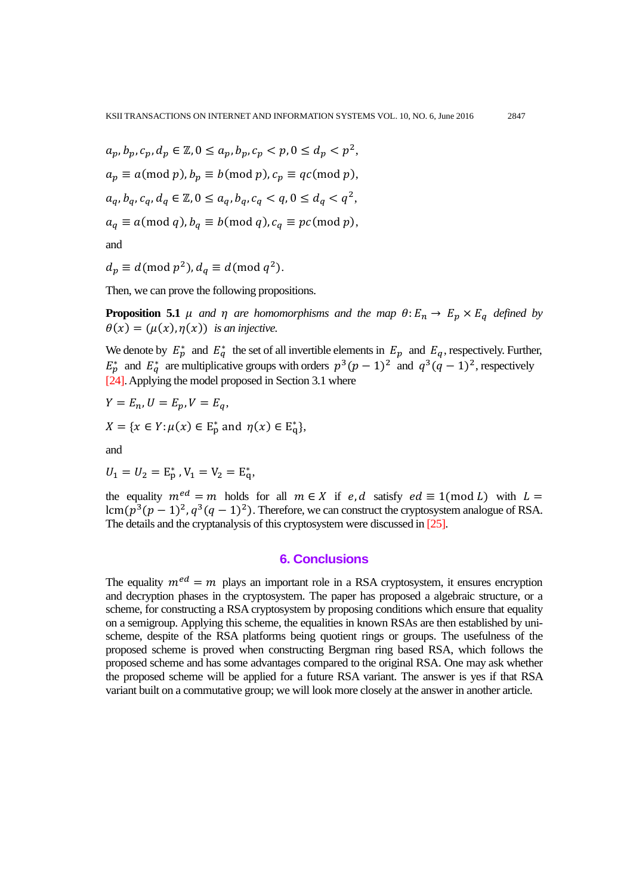$a_p, b_p, c_p, d_p \in \mathbb{Z}, 0 \leq a_p, b_p, c_p < p, 0 \leq d_p < p^2,$

$a_p \equiv a (\text{mod } p), b_p \equiv b (\text{mod } p), c_p \equiv qc (\text{mod } p),$

$a_q, b_q, c_q, d_q \in \mathbb{Z}, 0 \leq a_q, b_q, c_q < q, 0 \leq d_q < q^2,$

$a_q \equiv a (\text{mod } q), b_q \equiv b (\text{mod } q), c_q \equiv pc (\text{mod } p),$

and

$d_p \equiv d (\text{mod } p^2), d_q \equiv d (\text{mod } q^2).$

Then, we can prove the following propositions.

**Proposition 5.1** *$\mu$ and $\eta$ are homomorphisms and the map $\theta: E_n \to E_p \times E_q$ defined by $\theta(x) = (\mu(x), \eta(x))$ is an injective.*

We denote by $E_p^*$ and $E_q^*$ the set of all invertible elements in $E_p$ and $E_q$, respectively. Further, $E_p^*$ and $E_q^*$ are multiplicative groups with orders $p^3(p-1)^2$ and $q^3(q-1)^2$, respectively [24]. Applying the model proposed in Section 3.1 where

$Y = E_n, U = E_p, V = E_q,$

$X = \{x \in Y: \mu(x) \in \mathrm{E}_\mathrm{p}^* \text{ and } \eta(x) \in \mathrm{E}_\mathrm{q}^*\},$

and

$U_1 = U_2 = \mathrm{E}_\mathrm{p}^*, \mathrm{V}_1 = \mathrm{V}_2 = \mathrm{E}_\mathrm{q}^*,$

the equality $m^{ed} = m$ holds for all $m \in X$ if $e, d$ satisfy $ed \equiv 1 (\text{mod } L)$ with $L = \text{lcm}(p^3(p-1)^2, q^3(q-1)^2)$. Therefore, we can construct the cryptosystem analogue of RSA. The details and the cryptanalysis of this cryptosystem were discussed in [25].

## 6. Conclusions

The equality $m^{ed} = m$ plays an important role in a RSA cryptosystem, it ensures encryption and decryption phases in the cryptosystem. The paper has proposed a algebraic structure, or a scheme, for constructing a RSA cryptosystem by proposing conditions which ensure that equality on a semigroup. Applying this scheme, the equalities in known RSAs are then established by uni-scheme, despite of the RSA platforms being quotient rings or groups. The usefulness of the proposed scheme is proved when constructing Bergman ring based RSA, which follows the proposed scheme and has some advantages compared to the original RSA. One may ask whether the proposed scheme will be applied for a future RSA variant. The answer is yes if that RSA variant built on a commutative group; we will look more closely at the answer in another article.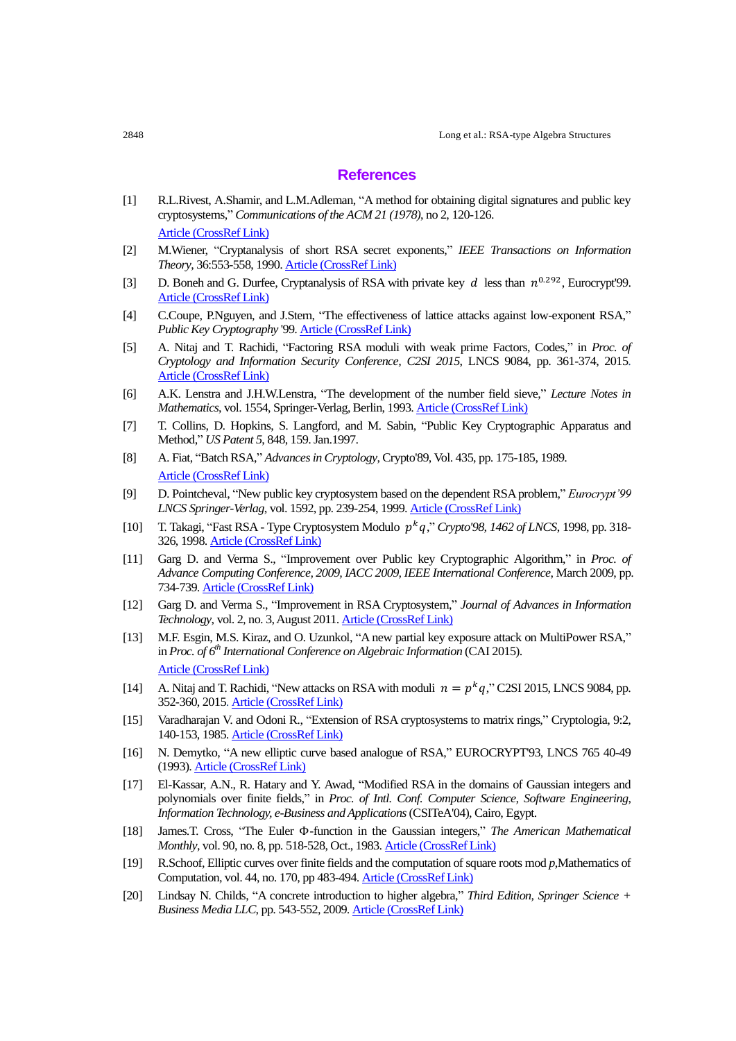## References

[1] R.L.Rivest, A.Shamir, and L.M.Adleman, "A method for obtaining digital signatures and public key cryptosystems," *Communications of the ACM 21 (1978)*, no 2, 120-126. Article (CrossRef Link)

[2] M.Wiener, "Cryptanalysis of short RSA secret exponents," *IEEE Transactions on Information Theory*, 36:553-558, 1990. Article (CrossRef Link)

[3] D. Boneh and G. Durfee, Cryptanalysis of RSA with private key $d$ less than $n^{0.292}$, Eurocrypt'99. Article (CrossRef Link)

[4] C.Coupe, P.Nguyen, and J.Stern, "The effectiveness of lattice attacks against low-exponent RSA," *Public Key Cryptography* '99. Article (CrossRef Link)

[5] A. Nitaj and T. Rachidi, "Factoring RSA moduli with weak prime Factors, Codes," in *Proc. of Cryptology and Information Security Conference, C2SI 2015*, LNCS 9084, pp. 361-374, 2015. Article (CrossRef Link)

[6] A.K. Lenstra and J.H.W.Lenstra, "The development of the number field sieve," *Lecture Notes in Mathematics*, vol. 1554, Springer-Verlag, Berlin, 1993. Article (CrossRef Link)

[7] T. Collins, D. Hopkins, S. Langford, and M. Sabin, "Public Key Cryptographic Apparatus and Method," *US Patent 5*, 848, 159. Jan.1997.

[8] A. Fiat, "Batch RSA," *Advances in Cryptology*, Crypto'89, Vol. 435, pp. 175-185, 1989. Article (CrossRef Link)

[9] D. Pointcheval, "New public key cryptosystem based on the dependent RSA problem," *Eurocrypt'99 LNCS Springer-Verlag*, vol. 1592, pp. 239-254, 1999. Article (CrossRef Link)

[10] T. Takagi, "Fast RSA - Type Cryptosystem Modulo $p^k q$," *Crypto'98, 1462 of LNCS*, 1998, pp. 318-326, 1998. Article (CrossRef Link)

[11] Garg D. and Verma S., "Improvement over Public key Cryptographic Algorithm," in *Proc. of Advance Computing Conference, 2009, IACC 2009, IEEE International Conference*, March 2009, pp. 734-739. Article (CrossRef Link)

[12] Garg D. and Verma S., "Improvement in RSA Cryptosystem," *Journal of Advances in Information Technology*, vol. 2, no. 3, August 2011. Article (CrossRef Link)

[13] M.F. Esgin, M.S. Kiraz, and O. Uzunkol, "A new partial key exposure attack on MultiPower RSA," in *Proc. of 6th International Conference on Algebraic Information* (CAI 2015). Article (CrossRef Link)

[14] A. Nitaj and T. Rachidi, "New attacks on RSA with moduli $n = p^k q$," C2SI 2015, LNCS 9084, pp. 352-360, 2015. Article (CrossRef Link)

[15] Varadharajan V. and Odoni R., "Extension of RSA cryptosystems to matrix rings," Cryptologia, 9:2, 140-153, 1985. Article (CrossRef Link)

[16] N. Demytko, "A new elliptic curve based analogue of RSA," EUROCRYPT'93, LNCS 765 40-49 (1993). Article (CrossRef Link)

[17] El-Kassar, A.N., R. Hatary and Y. Awad, "Modified RSA in the domains of Gaussian integers and polynomials over finite fields," in *Proc. of Intl. Conf. Computer Science, Software Engineering, Information Technology, e-Business and Applications* (CSITeA'04), Cairo, Egypt.

[18] James.T. Cross, "The Euler Φ-function in the Gaussian integers," *The American Mathematical Monthly*, vol. 90, no. 8, pp. 518-528, Oct., 1983. Article (CrossRef Link)

[19] R.Schoof, Elliptic curves over finite fields and the computation of square roots mod *p*,Mathematics of Computation, vol. 44, no. 170, pp 483-494. Article (CrossRef Link)

[20] Lindsay N. Childs, "A concrete introduction to higher algebra," *Third Edition, Springer Science + Business Media LLC*, pp. 543-552, 2009. Article (CrossRef Link)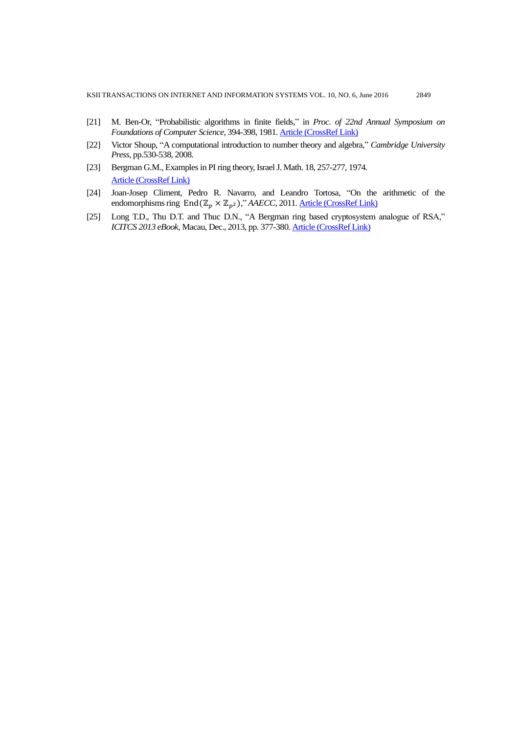[21] M. Ben-Or, "Probabilistic algorithms in finite fields," in *Proc. of 22nd Annual Symposium on Foundations of Computer Science*, 394-398, 1981. Article (CrossRef Link)

[22] Victor Shoup, "A computational introduction to number theory and algebra," *Cambridge University Press*, pp.530-538, 2008.

[23] Bergman G.M., Examples in PI ring theory, Israel J. Math. 18, 257-277, 1974. Article (CrossRef Link)

[24] Joan-Josep Climent, Pedro R. Navarro, and Leandro Tortosa, "On the arithmetic of the endomorphisms ring $\mathrm{End}(\mathbb{Z}_p \times \mathbb{Z}_{p^2})$," *AAECC*, 2011. Article (CrossRef Link)

[25] Long T.D., Thu D.T. and Thuc D.N., "A Bergman ring based cryptosystem analogue of RSA," *ICITCS 2013 eBook*, Macau, Dec., 2013, pp. 377-380. Article (CrossRef Link)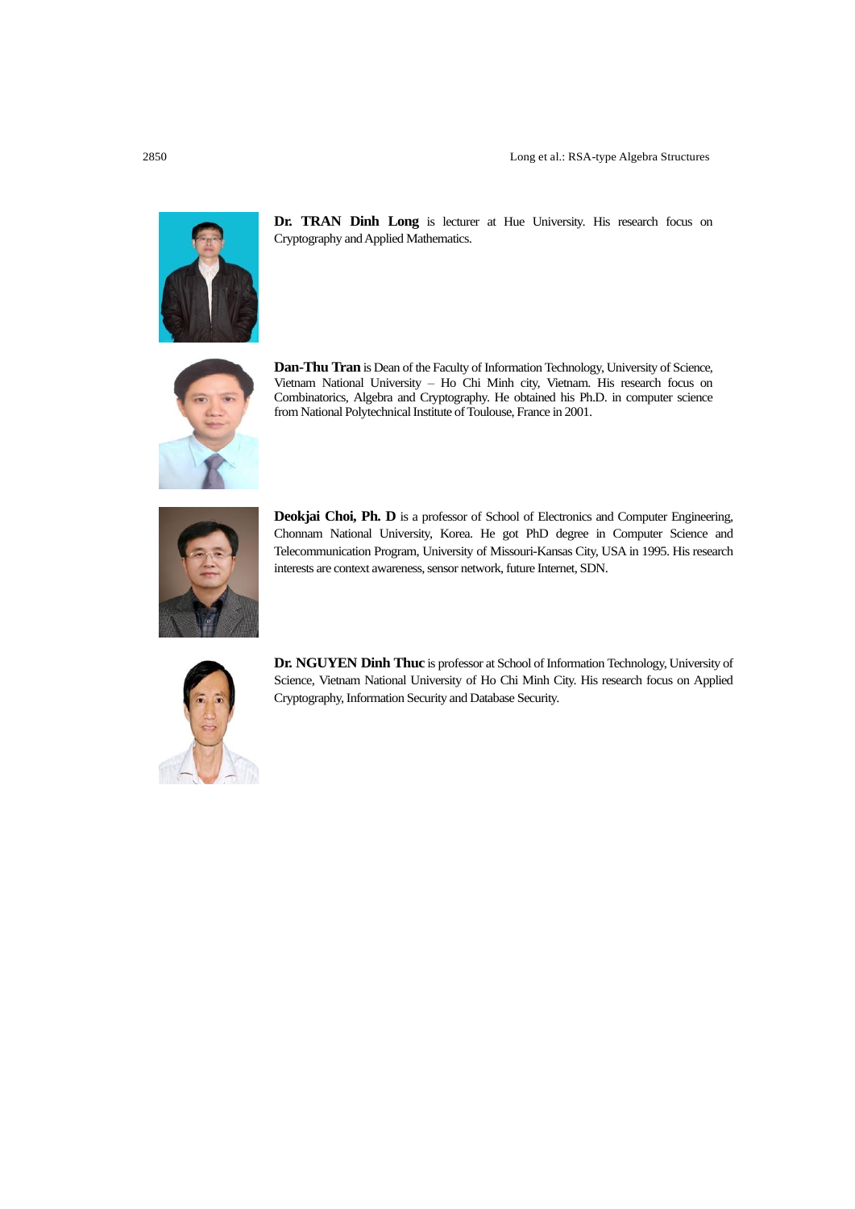**Dr. TRAN Dinh Long** is lecturer at Hue University. His research focus on Cryptography and Applied Mathematics.

**Dan-Thu Tran** is Dean of the Faculty of Information Technology, University of Science, Vietnam National University – Ho Chi Minh city, Vietnam. His research focus on Combinatorics, Algebra and Cryptography. He obtained his Ph.D. in computer science from National Polytechnical Institute of Toulouse, France in 2001.

**Deokjai Choi, Ph. D** is a professor of School of Electronics and Computer Engineering, Chonnam National University, Korea. He got PhD degree in Computer Science and Telecommunication Program, University of Missouri-Kansas City, USA in 1995. His research interests are context awareness, sensor network, future Internet, SDN.

**Dr. NGUYEN Dinh Thuc** is professor at School of Information Technology, University of Science, Vietnam National University of Ho Chi Minh City. His research focus on Applied Cryptography, Information Security and Database Security.